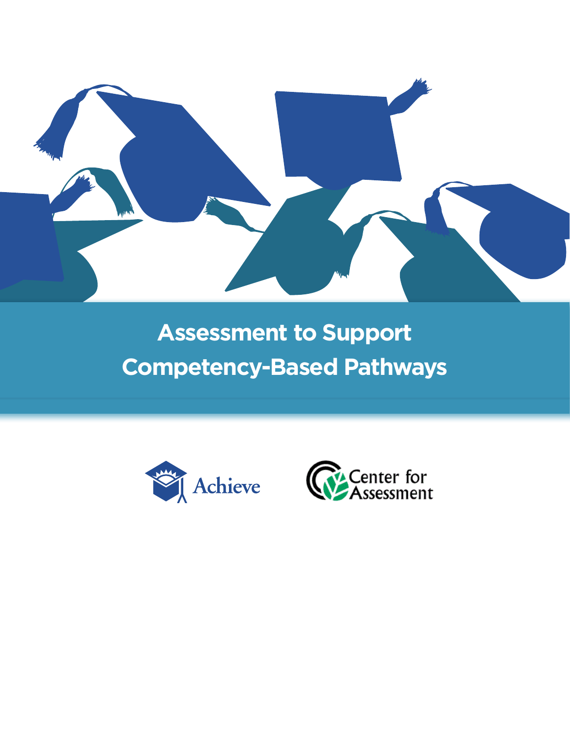# Assessment to Support Competency-Based Pathways

Achieve

Center for Assessment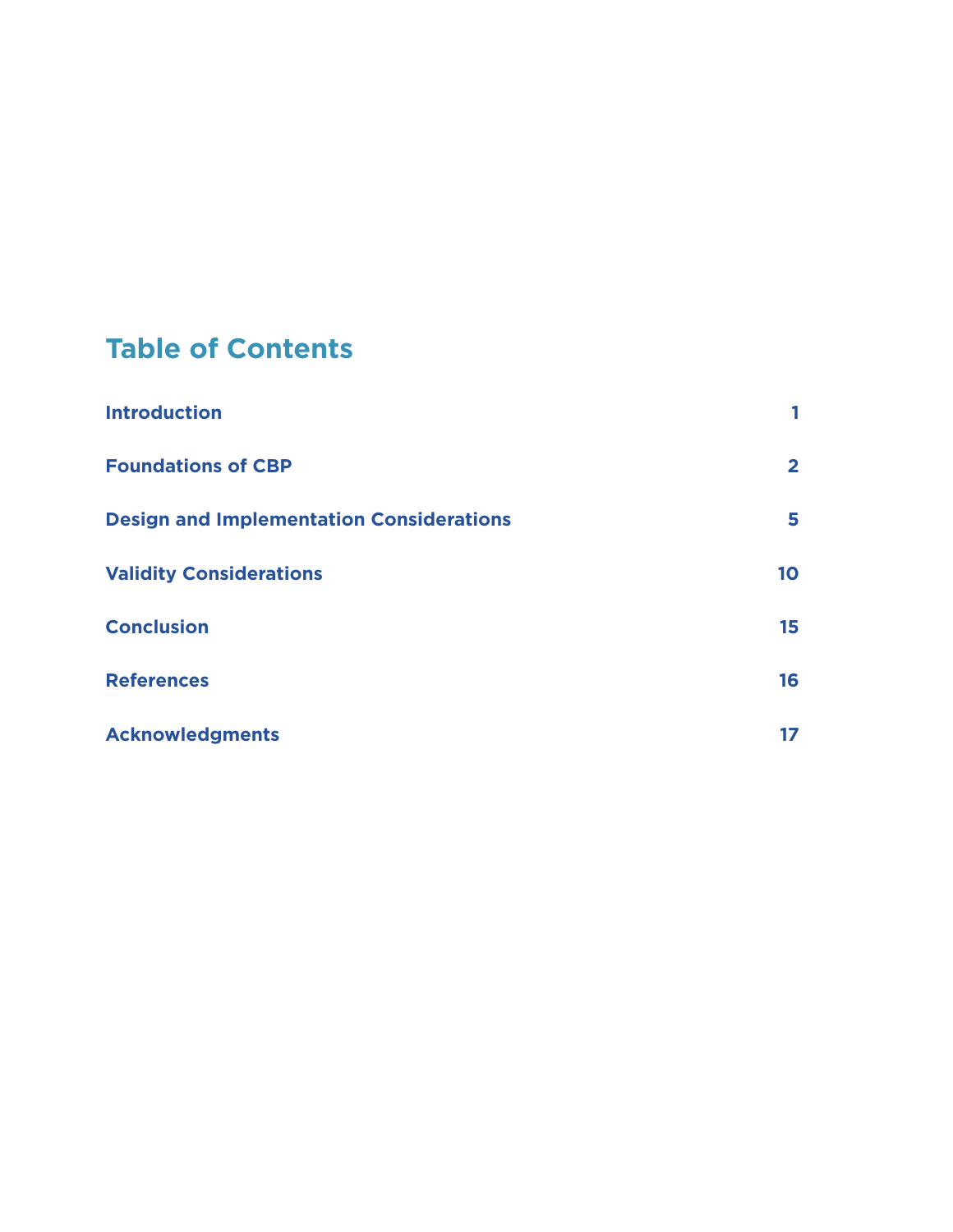# Table of Contents

| | |
|---|---|
| Introduction | 1 |
| Foundations of CBP | 2 |
| Design and Implementation Considerations | 5 |
| Validity Considerations | 10 |
| Conclusion | 15 |
| References | 16 |
| Acknowledgments | 17 |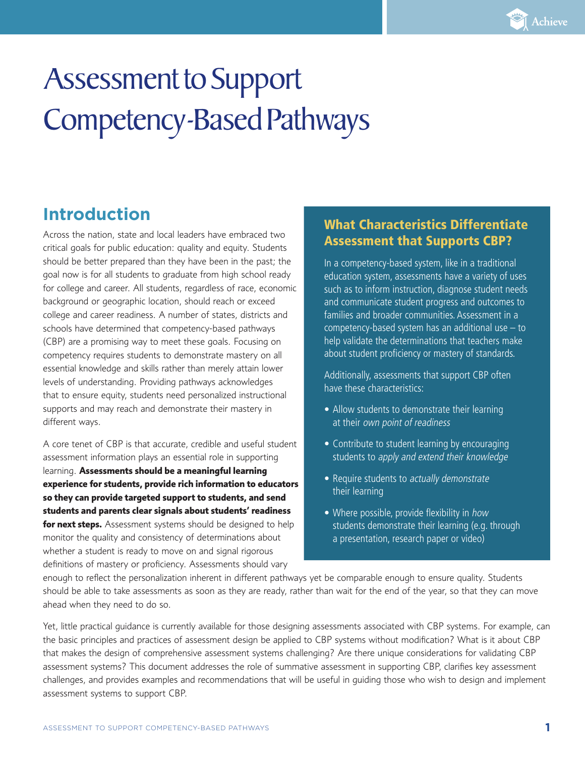# Assessment to Support Competency-Based Pathways

## Introduction

Across the nation, state and local leaders have embraced two critical goals for public education: quality and equity. Students should be better prepared than they have been in the past; the goal now is for all students to graduate from high school ready for college and career. All students, regardless of race, economic background or geographic location, should reach or exceed college and career readiness. A number of states, districts and schools have determined that competency-based pathways (CBP) are a promising way to meet these goals. Focusing on competency requires students to demonstrate mastery on all essential knowledge and skills rather than merely attain lower levels of understanding. Providing pathways acknowledges that to ensure equity, students need personalized instructional supports and may reach and demonstrate their mastery in different ways.

A core tenet of CBP is that accurate, credible and useful student assessment information plays an essential role in supporting learning. **Assessments should be a meaningful learning experience for students, provide rich information to educators so they can provide targeted support to students, and send students and parents clear signals about students' readiness for next steps.** Assessment systems should be designed to help monitor the quality and consistency of determinations about whether a student is ready to move on and signal rigorous definitions of mastery or proficiency. Assessments should vary enough to reflect the personalization inherent in different pathways yet be comparable enough to ensure quality. Students should be able to take assessments as soon as they are ready, rather than wait for the end of the year, so that they can move ahead when they need to do so.

Yet, little practical guidance is currently available for those designing assessments associated with CBP systems. For example, can the basic principles and practices of assessment design be applied to CBP systems without modification? What is it about CBP that makes the design of comprehensive assessment systems challenging? Are there unique considerations for validating CBP assessment systems? This document addresses the role of summative assessment in supporting CBP, clarifies key assessment challenges, and provides examples and recommendations that will be useful in guiding those who wish to design and implement assessment systems to support CBP.

### What Characteristics Differentiate Assessment that Supports CBP?

In a competency-based system, like in a traditional education system, assessments have a variety of uses such as to inform instruction, diagnose student needs and communicate student progress and outcomes to families and broader communities. Assessment in a competency-based system has an additional use – to help validate the determinations that teachers make about student proficiency or mastery of standards.

Additionally, assessments that support CBP often have these characteristics:

- Allow students to demonstrate their learning at their *own point of readiness*
- Contribute to student learning by encouraging students to *apply and extend their knowledge*
- Require students to *actually demonstrate* their learning
- Where possible, provide flexibility in *how* students demonstrate their learning (e.g. through a presentation, research paper or video)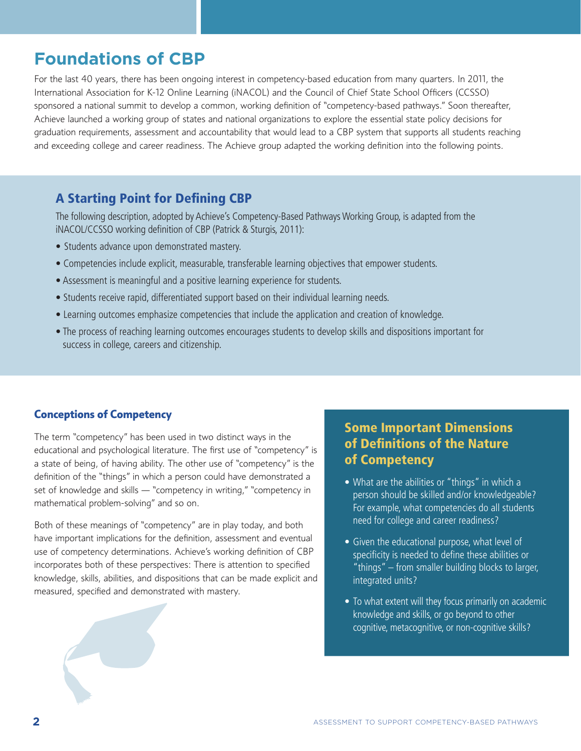# Foundations of CBP

For the last 40 years, there has been ongoing interest in competency-based education from many quarters. In 2011, the International Association for K-12 Online Learning (iNACOL) and the Council of Chief State School Officers (CCSSO) sponsored a national summit to develop a common, working definition of "competency-based pathways." Soon thereafter, Achieve launched a working group of states and national organizations to explore the essential state policy decisions for graduation requirements, assessment and accountability that would lead to a CBP system that supports all students reaching and exceeding college and career readiness. The Achieve group adapted the working definition into the following points.

## A Starting Point for Defining CBP

The following description, adopted by Achieve's Competency-Based Pathways Working Group, is adapted from the iNACOL/CCSSO working definition of CBP (Patrick & Sturgis, 2011):

- Students advance upon demonstrated mastery.
- Competencies include explicit, measurable, transferable learning objectives that empower students.
- Assessment is meaningful and a positive learning experience for students.
- Students receive rapid, differentiated support based on their individual learning needs.
- Learning outcomes emphasize competencies that include the application and creation of knowledge.
- The process of reaching learning outcomes encourages students to develop skills and dispositions important for success in college, careers and citizenship.

### Conceptions of Competency

The term "competency" has been used in two distinct ways in the educational and psychological literature. The first use of "competency" is a state of being, of having ability. The other use of "competency" is the definition of the "things" in which a person could have demonstrated a set of knowledge and skills — "competency in writing," "competency in mathematical problem-solving" and so on.

Both of these meanings of "competency" are in play today, and both have important implications for the definition, assessment and eventual use of competency determinations. Achieve's working definition of CBP incorporates both of these perspectives: There is attention to specified knowledge, skills, abilities, and dispositions that can be made explicit and measured, specified and demonstrated with mastery.

### Some Important Dimensions of Definitions of the Nature of Competency

- What are the abilities or "things" in which a person should be skilled and/or knowledgeable? For example, what competencies do all students need for college and career readiness?
- Given the educational purpose, what level of specificity is needed to define these abilities or "things" – from smaller building blocks to larger, integrated units?
- To what extent will they focus primarily on academic knowledge and skills, or go beyond to other cognitive, metacognitive, or non-cognitive skills?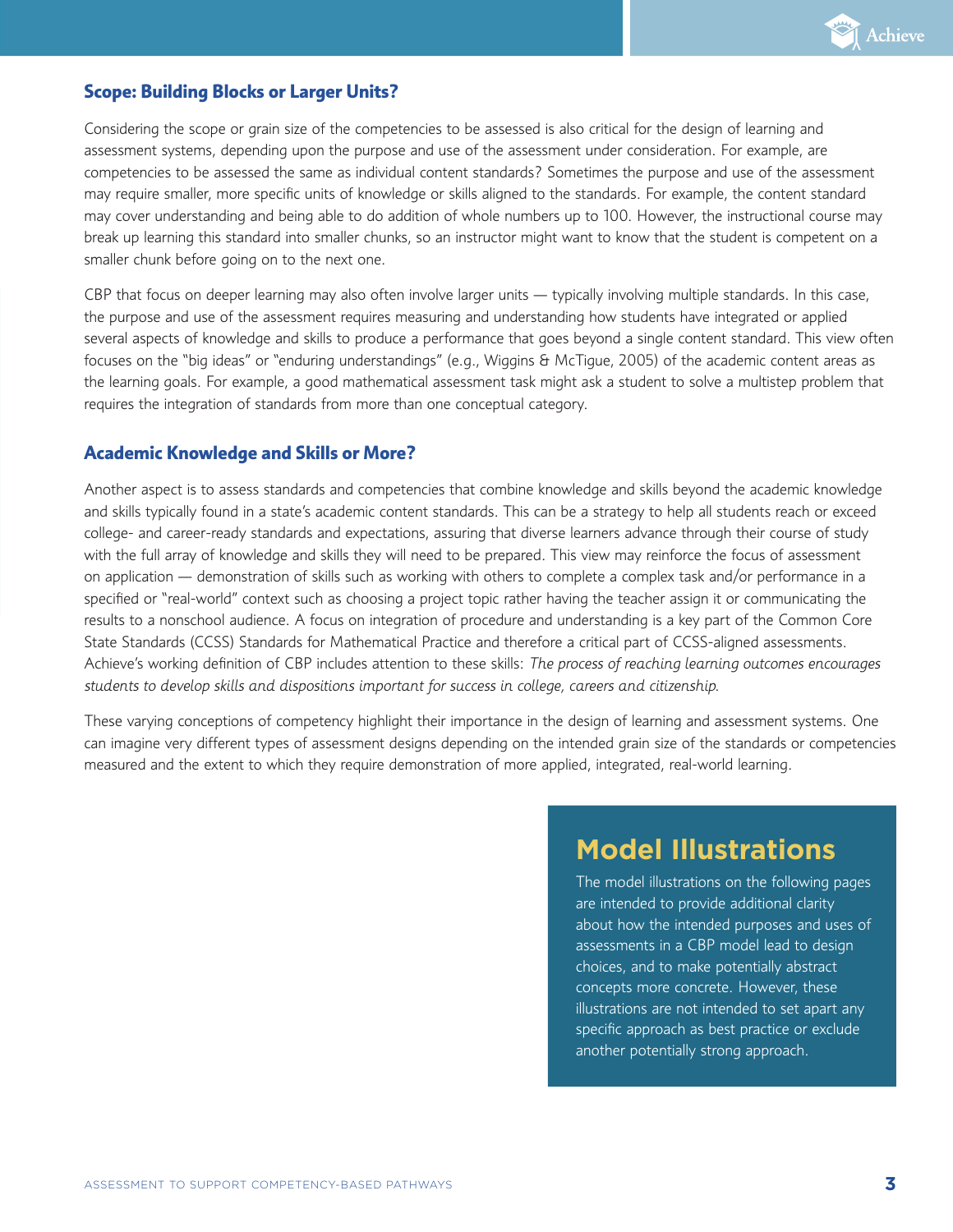### Scope: Building Blocks or Larger Units?

Considering the scope or grain size of the competencies to be assessed is also critical for the design of learning and assessment systems, depending upon the purpose and use of the assessment under consideration. For example, are competencies to be assessed the same as individual content standards? Sometimes the purpose and use of the assessment may require smaller, more specific units of knowledge or skills aligned to the standards. For example, the content standard may cover understanding and being able to do addition of whole numbers up to 100. However, the instructional course may break up learning this standard into smaller chunks, so an instructor might want to know that the student is competent on a smaller chunk before going on to the next one.

CBP that focus on deeper learning may also often involve larger units — typically involving multiple standards. In this case, the purpose and use of the assessment requires measuring and understanding how students have integrated or applied several aspects of knowledge and skills to produce a performance that goes beyond a single content standard. This view often focuses on the "big ideas" or "enduring understandings" (e.g., Wiggins & McTigue, 2005) of the academic content areas as the learning goals. For example, a good mathematical assessment task might ask a student to solve a multistep problem that requires the integration of standards from more than one conceptual category.

### Academic Knowledge and Skills or More?

Another aspect is to assess standards and competencies that combine knowledge and skills beyond the academic knowledge and skills typically found in a state's academic content standards. This can be a strategy to help all students reach or exceed college- and career-ready standards and expectations, assuring that diverse learners advance through their course of study with the full array of knowledge and skills they will need to be prepared. This view may reinforce the focus of assessment on application — demonstration of skills such as working with others to complete a complex task and/or performance in a specified or "real-world" context such as choosing a project topic rather having the teacher assign it or communicating the results to a nonschool audience. A focus on integration of procedure and understanding is a key part of the Common Core State Standards (CCSS) Standards for Mathematical Practice and therefore a critical part of CCSS-aligned assessments. Achieve's working definition of CBP includes attention to these skills: *The process of reaching learning outcomes encourages students to develop skills and dispositions important for success in college, careers and citizenship.*

These varying conceptions of competency highlight their importance in the design of learning and assessment systems. One can imagine very different types of assessment designs depending on the intended grain size of the standards or competencies measured and the extent to which they require demonstration of more applied, integrated, real-world learning.

## Model Illustrations

The model illustrations on the following pages are intended to provide additional clarity about how the intended purposes and uses of assessments in a CBP model lead to design choices, and to make potentially abstract concepts more concrete. However, these illustrations are not intended to set apart any specific approach as best practice or exclude another potentially strong approach.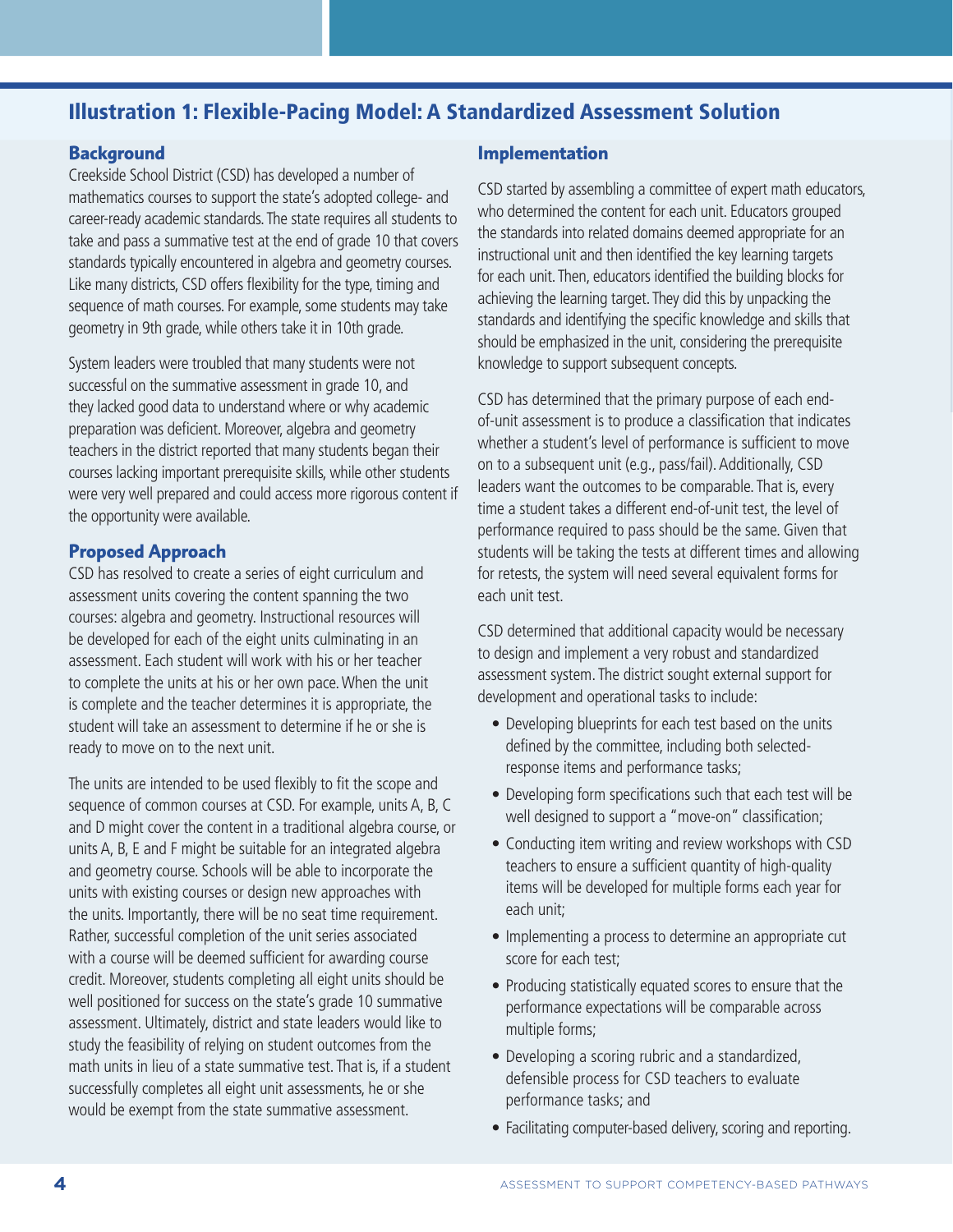## Illustration 1: Flexible-Pacing Model: A Standardized Assessment Solution

### Background

Creekside School District (CSD) has developed a number of mathematics courses to support the state's adopted college- and career-ready academic standards. The state requires all students to take and pass a summative test at the end of grade 10 that covers standards typically encountered in algebra and geometry courses. Like many districts, CSD offers flexibility for the type, timing and sequence of math courses. For example, some students may take geometry in 9th grade, while others take it in 10th grade.

System leaders were troubled that many students were not successful on the summative assessment in grade 10, and they lacked good data to understand where or why academic preparation was deficient. Moreover, algebra and geometry teachers in the district reported that many students began their courses lacking important prerequisite skills, while other students were very well prepared and could access more rigorous content if the opportunity were available.

### Proposed Approach

CSD has resolved to create a series of eight curriculum and assessment units covering the content spanning the two courses: algebra and geometry. Instructional resources will be developed for each of the eight units culminating in an assessment. Each student will work with his or her teacher to complete the units at his or her own pace. When the unit is complete and the teacher determines it is appropriate, the student will take an assessment to determine if he or she is ready to move on to the next unit.

The units are intended to be used flexibly to fit the scope and sequence of common courses at CSD. For example, units A, B, C and D might cover the content in a traditional algebra course, or units A, B, E and F might be suitable for an integrated algebra and geometry course. Schools will be able to incorporate the units with existing courses or design new approaches with the units. Importantly, there will be no seat time requirement. Rather, successful completion of the unit series associated with a course will be deemed sufficient for awarding course credit. Moreover, students completing all eight units should be well positioned for success on the state's grade 10 summative assessment. Ultimately, district and state leaders would like to study the feasibility of relying on student outcomes from the math units in lieu of a state summative test. That is, if a student successfully completes all eight unit assessments, he or she would be exempt from the state summative assessment.

### Implementation

CSD started by assembling a committee of expert math educators, who determined the content for each unit. Educators grouped the standards into related domains deemed appropriate for an instructional unit and then identified the key learning targets for each unit. Then, educators identified the building blocks for achieving the learning target. They did this by unpacking the standards and identifying the specific knowledge and skills that should be emphasized in the unit, considering the prerequisite knowledge to support subsequent concepts.

CSD has determined that the primary purpose of each end-of-unit assessment is to produce a classification that indicates whether a student's level of performance is sufficient to move on to a subsequent unit (e.g., pass/fail). Additionally, CSD leaders want the outcomes to be comparable. That is, every time a student takes a different end-of-unit test, the level of performance required to pass should be the same. Given that students will be taking the tests at different times and allowing for retests, the system will need several equivalent forms for each unit test.

CSD determined that additional capacity would be necessary to design and implement a very robust and standardized assessment system. The district sought external support for development and operational tasks to include:

- Developing blueprints for each test based on the units defined by the committee, including both selected-response items and performance tasks;
- Developing form specifications such that each test will be well designed to support a "move-on" classification;
- Conducting item writing and review workshops with CSD teachers to ensure a sufficient quantity of high-quality items will be developed for multiple forms each year for each unit;
- Implementing a process to determine an appropriate cut score for each test;
- Producing statistically equated scores to ensure that the performance expectations will be comparable across multiple forms;
- Developing a scoring rubric and a standardized, defensible process for CSD teachers to evaluate performance tasks; and
- Facilitating computer-based delivery, scoring and reporting.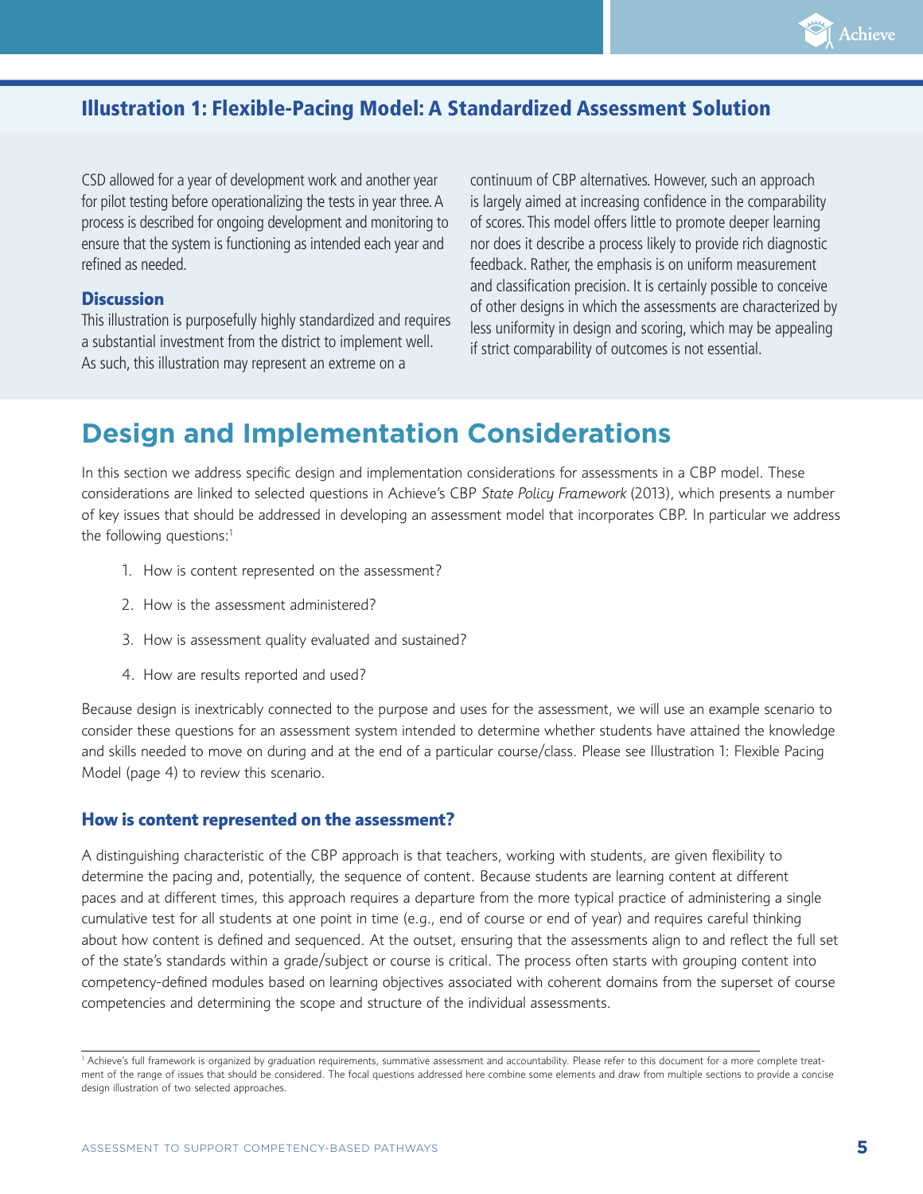## Illustration 1: Flexible-Pacing Model: A Standardized Assessment Solution

CSD allowed for a year of development work and another year for pilot testing before operationalizing the tests in year three. A process is described for ongoing development and monitoring to ensure that the system is functioning as intended each year and refined as needed.

### Discussion

This illustration is purposefully highly standardized and requires a substantial investment from the district to implement well. As such, this illustration may represent an extreme on a continuum of CBP alternatives. However, such an approach is largely aimed at increasing confidence in the comparability of scores. This model offers little to promote deeper learning nor does it describe a process likely to provide rich diagnostic feedback. Rather, the emphasis is on uniform measurement and classification precision. It is certainly possible to conceive of other designs in which the assessments are characterized by less uniformity in design and scoring, which may be appealing if strict comparability of outcomes is not essential.

# Design and Implementation Considerations

In this section we address specific design and implementation considerations for assessments in a CBP model. These considerations are linked to selected questions in Achieve's CBP *State Policy Framework* (2013), which presents a number of key issues that should be addressed in developing an assessment model that incorporates CBP. In particular we address the following questions:[1]

1. How is content represented on the assessment?
2. How is the assessment administered?
3. How is assessment quality evaluated and sustained?
4. How are results reported and used?

Because design is inextricably connected to the purpose and uses for the assessment, we will use an example scenario to consider these questions for an assessment system intended to determine whether students have attained the knowledge and skills needed to move on during and at the end of a particular course/class. Please see Illustration 1: Flexible Pacing Model (page 4) to review this scenario.

### How is content represented on the assessment?

A distinguishing characteristic of the CBP approach is that teachers, working with students, are given flexibility to determine the pacing and, potentially, the sequence of content. Because students are learning content at different paces and at different times, this approach requires a departure from the more typical practice of administering a single cumulative test for all students at one point in time (e.g., end of course or end of year) and requires careful thinking about how content is defined and sequenced. At the outset, ensuring that the assessments align to and reflect the full set of the state's standards within a grade/subject or course is critical. The process often starts with grouping content into competency-defined modules based on learning objectives associated with coherent domains from the superset of course competencies and determining the scope and structure of the individual assessments.

[1] Achieve's full framework is organized by graduation requirements, summative assessment and accountability. Please refer to this document for a more complete treatment of the range of issues that should be considered. The focal questions addressed here combine some elements and draw from multiple sections to provide a concise design illustration of two selected approaches.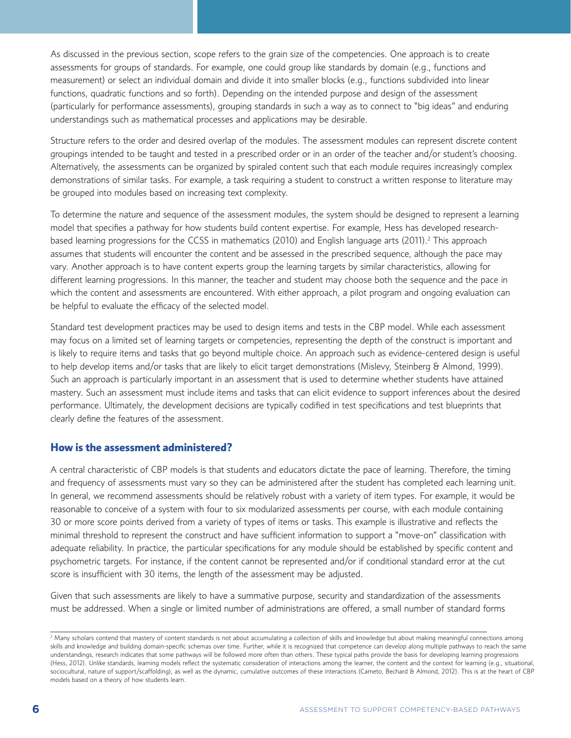As discussed in the previous section, scope refers to the grain size of the competencies. One approach is to create assessments for groups of standards. For example, one could group like standards by domain (e.g., functions and measurement) or select an individual domain and divide it into smaller blocks (e.g., functions subdivided into linear functions, quadratic functions and so forth). Depending on the intended purpose and design of the assessment (particularly for performance assessments), grouping standards in such a way as to connect to "big ideas" and enduring understandings such as mathematical processes and applications may be desirable.

Structure refers to the order and desired overlap of the modules. The assessment modules can represent discrete content groupings intended to be taught and tested in a prescribed order or in an order of the teacher and/or student's choosing. Alternatively, the assessments can be organized by spiraled content such that each module requires increasingly complex demonstrations of similar tasks. For example, a task requiring a student to construct a written response to literature may be grouped into modules based on increasing text complexity.

To determine the nature and sequence of the assessment modules, the system should be designed to represent a learning model that specifies a pathway for how students build content expertise. For example, Hess has developed research-based learning progressions for the CCSS in mathematics (2010) and English language arts (2011).[2] This approach assumes that students will encounter the content and be assessed in the prescribed sequence, although the pace may vary. Another approach is to have content experts group the learning targets by similar characteristics, allowing for different learning progressions. In this manner, the teacher and student may choose both the sequence and the pace in which the content and assessments are encountered. With either approach, a pilot program and ongoing evaluation can be helpful to evaluate the efficacy of the selected model.

Standard test development practices may be used to design items and tests in the CBP model. While each assessment may focus on a limited set of learning targets or competencies, representing the depth of the construct is important and is likely to require items and tasks that go beyond multiple choice. An approach such as evidence-centered design is useful to help develop items and/or tasks that are likely to elicit target demonstrations (Mislevy, Steinberg & Almond, 1999). Such an approach is particularly important in an assessment that is used to determine whether students have attained mastery. Such an assessment must include items and tasks that can elicit evidence to support inferences about the desired performance. Ultimately, the development decisions are typically codified in test specifications and test blueprints that clearly define the features of the assessment.

## How is the assessment administered?

A central characteristic of CBP models is that students and educators dictate the pace of learning. Therefore, the timing and frequency of assessments must vary so they can be administered after the student has completed each learning unit. In general, we recommend assessments should be relatively robust with a variety of item types. For example, it would be reasonable to conceive of a system with four to six modularized assessments per course, with each module containing 30 or more score points derived from a variety of types of items or tasks. This example is illustrative and reflects the minimal threshold to represent the construct and have sufficient information to support a "move-on" classification with adequate reliability. In practice, the particular specifications for any module should be established by specific content and psychometric targets. For instance, if the content cannot be represented and/or if conditional standard error at the cut score is insufficient with 30 items, the length of the assessment may be adjusted.

Given that such assessments are likely to have a summative purpose, security and standardization of the assessments must be addressed. When a single or limited number of administrations are offered, a small number of standard forms

---

[2] Many scholars contend that mastery of content standards is not about accumulating a collection of skills and knowledge but about making meaningful connections among skills and knowledge and building domain-specific schemas over time. Further, while it is recognized that competence can develop along multiple pathways to reach the same understandings, research indicates that some pathways will be followed more often than others. These typical paths provide the basis for developing learning progressions (Hess, 2012). Unlike standards, learning models reflect the systematic consideration of interactions among the learner, the content and the context for learning (e.g., situational, sociocultural, nature of support/scaffolding), as well as the dynamic, cumulative outcomes of these interactions (Cameto, Bechard & Almond, 2012). This is at the heart of CBP models based on a theory of how students learn.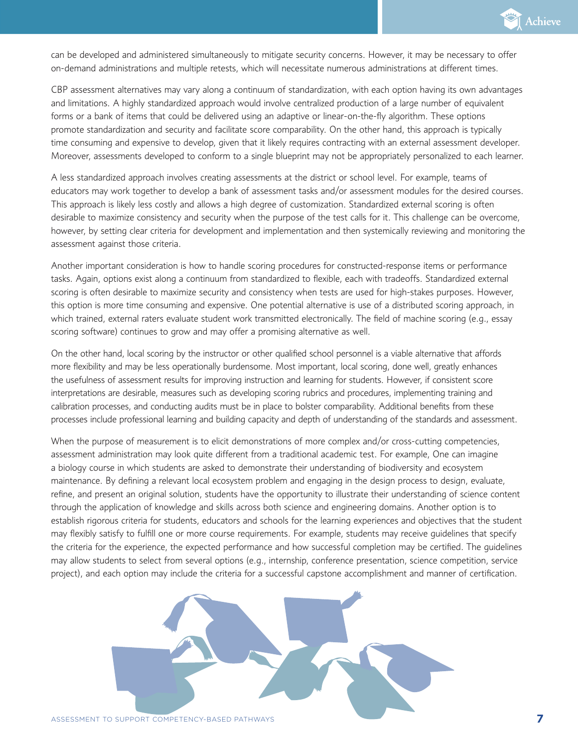can be developed and administered simultaneously to mitigate security concerns. However, it may be necessary to offer on-demand administrations and multiple retests, which will necessitate numerous administrations at different times.

CBP assessment alternatives may vary along a continuum of standardization, with each option having its own advantages and limitations. A highly standardized approach would involve centralized production of a large number of equivalent forms or a bank of items that could be delivered using an adaptive or linear-on-the-fly algorithm. These options promote standardization and security and facilitate score comparability. On the other hand, this approach is typically time consuming and expensive to develop, given that it likely requires contracting with an external assessment developer. Moreover, assessments developed to conform to a single blueprint may not be appropriately personalized to each learner.

A less standardized approach involves creating assessments at the district or school level. For example, teams of educators may work together to develop a bank of assessment tasks and/or assessment modules for the desired courses. This approach is likely less costly and allows a high degree of customization. Standardized external scoring is often desirable to maximize consistency and security when the purpose of the test calls for it. This challenge can be overcome, however, by setting clear criteria for development and implementation and then systemically reviewing and monitoring the assessment against those criteria.

Another important consideration is how to handle scoring procedures for constructed-response items or performance tasks. Again, options exist along a continuum from standardized to flexible, each with tradeoffs. Standardized external scoring is often desirable to maximize security and consistency when tests are used for high-stakes purposes. However, this option is more time consuming and expensive. One potential alternative is use of a distributed scoring approach, in which trained, external raters evaluate student work transmitted electronically. The field of machine scoring (e.g., essay scoring software) continues to grow and may offer a promising alternative as well.

On the other hand, local scoring by the instructor or other qualified school personnel is a viable alternative that affords more flexibility and may be less operationally burdensome. Most important, local scoring, done well, greatly enhances the usefulness of assessment results for improving instruction and learning for students. However, if consistent score interpretations are desirable, measures such as developing scoring rubrics and procedures, implementing training and calibration processes, and conducting audits must be in place to bolster comparability. Additional benefits from these processes include professional learning and building capacity and depth of understanding of the standards and assessment.

When the purpose of measurement is to elicit demonstrations of more complex and/or cross-cutting competencies, assessment administration may look quite different from a traditional academic test. For example, One can imagine a biology course in which students are asked to demonstrate their understanding of biodiversity and ecosystem maintenance. By defining a relevant local ecosystem problem and engaging in the design process to design, evaluate, refine, and present an original solution, students have the opportunity to illustrate their understanding of science content through the application of knowledge and skills across both science and engineering domains. Another option is to establish rigorous criteria for students, educators and schools for the learning experiences and objectives that the student may flexibly satisfy to fulfill one or more course requirements. For example, students may receive guidelines that specify the criteria for the experience, the expected performance and how successful completion may be certified. The guidelines may allow students to select from several options (e.g., internship, conference presentation, science competition, service project), and each option may include the criteria for a successful capstone accomplishment and manner of certification.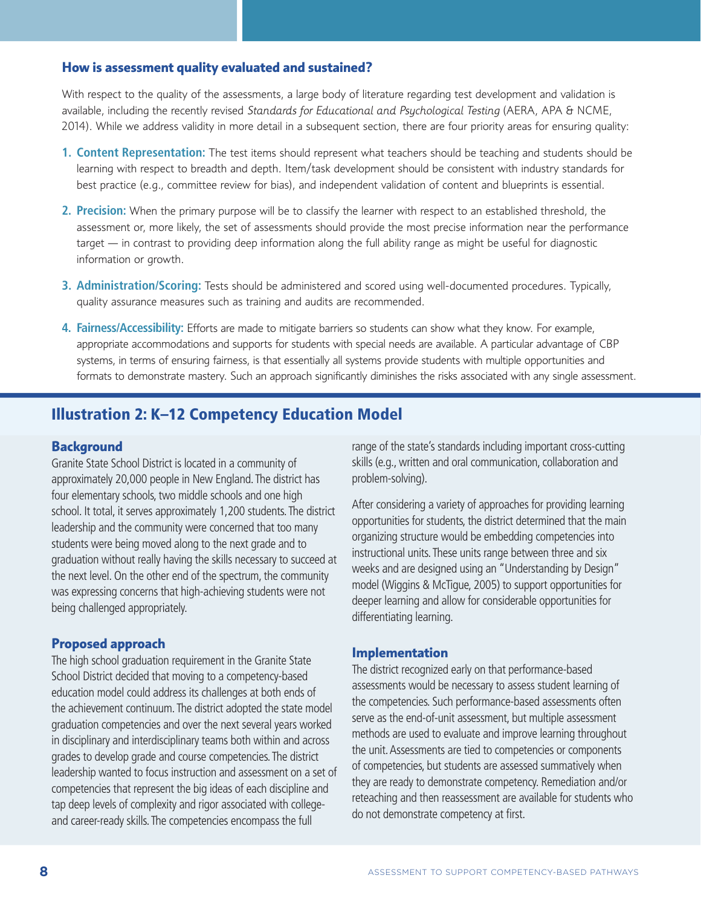### How is assessment quality evaluated and sustained?

With respect to the quality of the assessments, a large body of literature regarding test development and validation is available, including the recently revised *Standards for Educational and Psychological Testing* (AERA, APA & NCME, 2014). While we address validity in more detail in a subsequent section, there are four priority areas for ensuring quality:

1. **Content Representation:** The test items should represent what teachers should be teaching and students should be learning with respect to breadth and depth. Item/task development should be consistent with industry standards for best practice (e.g., committee review for bias), and independent validation of content and blueprints is essential.
2. **Precision:** When the primary purpose will be to classify the learner with respect to an established threshold, the assessment or, more likely, the set of assessments should provide the most precise information near the performance target — in contrast to providing deep information along the full ability range as might be useful for diagnostic information or growth.
3. **Administration/Scoring:** Tests should be administered and scored using well-documented procedures. Typically, quality assurance measures such as training and audits are recommended.
4. **Fairness/Accessibility:** Efforts are made to mitigate barriers so students can show what they know. For example, appropriate accommodations and supports for students with special needs are available. A particular advantage of CBP systems, in terms of ensuring fairness, is that essentially all systems provide students with multiple opportunities and formats to demonstrate mastery. Such an approach significantly diminishes the risks associated with any single assessment.

## Illustration 2: K–12 Competency Education Model

### Background

Granite State School District is located in a community of approximately 20,000 people in New England. The district has four elementary schools, two middle schools and one high school. It total, it serves approximately 1,200 students. The district leadership and the community were concerned that too many students were being moved along to the next grade and to graduation without really having the skills necessary to succeed at the next level. On the other end of the spectrum, the community was expressing concerns that high-achieving students were not being challenged appropriately.

### Proposed approach

The high school graduation requirement in the Granite State School District decided that moving to a competency-based education model could address its challenges at both ends of the achievement continuum. The district adopted the state model graduation competencies and over the next several years worked in disciplinary and interdisciplinary teams both within and across grades to develop grade and course competencies. The district leadership wanted to focus instruction and assessment on a set of competencies that represent the big ideas of each discipline and tap deep levels of complexity and rigor associated with college- and career-ready skills. The competencies encompass the full range of the state's standards including important cross-cutting skills (e.g., written and oral communication, collaboration and problem-solving).

After considering a variety of approaches for providing learning opportunities for students, the district determined that the main organizing structure would be embedding competencies into instructional units. These units range between three and six weeks and are designed using an "Understanding by Design" model (Wiggins & McTigue, 2005) to support opportunities for deeper learning and allow for considerable opportunities for differentiating learning.

### Implementation

The district recognized early on that performance-based assessments would be necessary to assess student learning of the competencies. Such performance-based assessments often serve as the end-of-unit assessment, but multiple assessment methods are used to evaluate and improve learning throughout the unit. Assessments are tied to competencies or components of competencies, but students are assessed summatively when they are ready to demonstrate competency. Remediation and/or reteaching and then reassessment are available for students who do not demonstrate competency at first.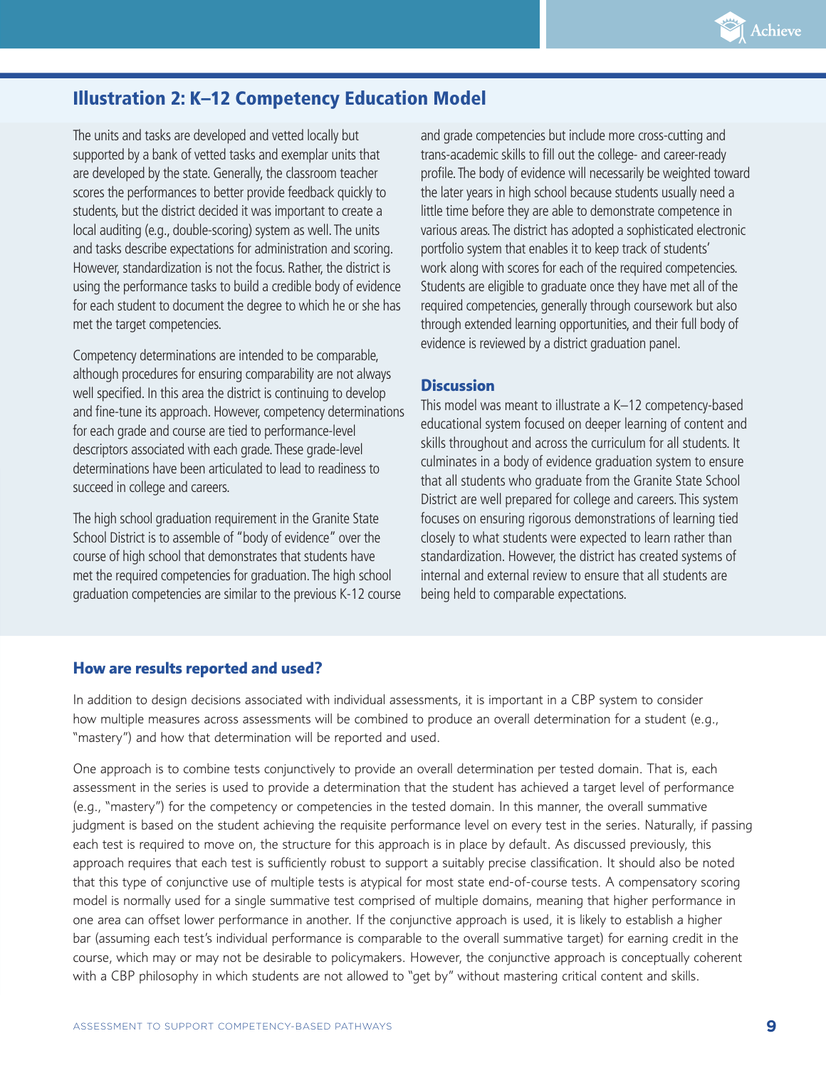## Illustration 2: K–12 Competency Education Model

The units and tasks are developed and vetted locally but supported by a bank of vetted tasks and exemplar units that are developed by the state. Generally, the classroom teacher scores the performances to better provide feedback quickly to students, but the district decided it was important to create a local auditing (e.g., double-scoring) system as well. The units and tasks describe expectations for administration and scoring. However, standardization is not the focus. Rather, the district is using the performance tasks to build a credible body of evidence for each student to document the degree to which he or she has met the target competencies.

Competency determinations are intended to be comparable, although procedures for ensuring comparability are not always well specified. In this area the district is continuing to develop and fine-tune its approach. However, competency determinations for each grade and course are tied to performance-level descriptors associated with each grade. These grade-level determinations have been articulated to lead to readiness to succeed in college and careers.

The high school graduation requirement in the Granite State School District is to assemble of "body of evidence" over the course of high school that demonstrates that students have met the required competencies for graduation. The high school graduation competencies are similar to the previous K-12 course and grade competencies but include more cross-cutting and trans-academic skills to fill out the college- and career-ready profile. The body of evidence will necessarily be weighted toward the later years in high school because students usually need a little time before they are able to demonstrate competence in various areas. The district has adopted a sophisticated electronic portfolio system that enables it to keep track of students' work along with scores for each of the required competencies. Students are eligible to graduate once they have met all of the required competencies, generally through coursework but also through extended learning opportunities, and their full body of evidence is reviewed by a district graduation panel.

### Discussion

This model was meant to illustrate a K–12 competency-based educational system focused on deeper learning of content and skills throughout and across the curriculum for all students. It culminates in a body of evidence graduation system to ensure that all students who graduate from the Granite State School District are well prepared for college and careers. This system focuses on ensuring rigorous demonstrations of learning tied closely to what students were expected to learn rather than standardization. However, the district has created systems of internal and external review to ensure that all students are being held to comparable expectations.

### How are results reported and used?

In addition to design decisions associated with individual assessments, it is important in a CBP system to consider how multiple measures across assessments will be combined to produce an overall determination for a student (e.g., "mastery") and how that determination will be reported and used.

One approach is to combine tests conjunctively to provide an overall determination per tested domain. That is, each assessment in the series is used to provide a determination that the student has achieved a target level of performance (e.g., "mastery") for the competency or competencies in the tested domain. In this manner, the overall summative judgment is based on the student achieving the requisite performance level on every test in the series. Naturally, if passing each test is required to move on, the structure for this approach is in place by default. As discussed previously, this approach requires that each test is sufficiently robust to support a suitably precise classification. It should also be noted that this type of conjunctive use of multiple tests is atypical for most state end-of-course tests. A compensatory scoring model is normally used for a single summative test comprised of multiple domains, meaning that higher performance in one area can offset lower performance in another. If the conjunctive approach is used, it is likely to establish a higher bar (assuming each test's individual performance is comparable to the overall summative target) for earning credit in the course, which may or may not be desirable to policymakers. However, the conjunctive approach is conceptually coherent with a CBP philosophy in which students are not allowed to "get by" without mastering critical content and skills.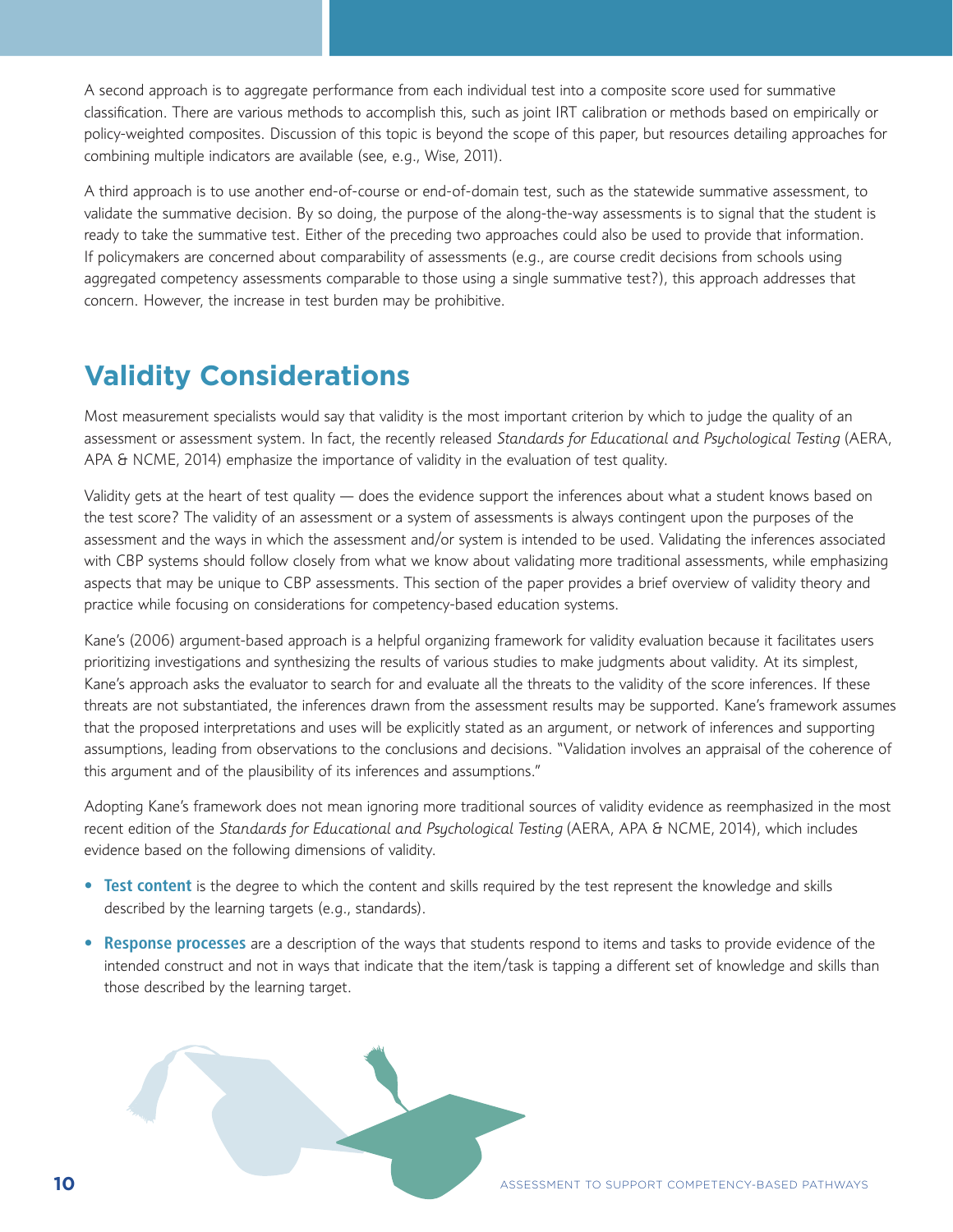A second approach is to aggregate performance from each individual test into a composite score used for summative classification. There are various methods to accomplish this, such as joint IRT calibration or methods based on empirically or policy-weighted composites. Discussion of this topic is beyond the scope of this paper, but resources detailing approaches for combining multiple indicators are available (see, e.g., Wise, 2011).

A third approach is to use another end-of-course or end-of-domain test, such as the statewide summative assessment, to validate the summative decision. By so doing, the purpose of the along-the-way assessments is to signal that the student is ready to take the summative test. Either of the preceding two approaches could also be used to provide that information. If policymakers are concerned about comparability of assessments (e.g., are course credit decisions from schools using aggregated competency assessments comparable to those using a single summative test?), this approach addresses that concern. However, the increase in test burden may be prohibitive.

## Validity Considerations

Most measurement specialists would say that validity is the most important criterion by which to judge the quality of an assessment or assessment system. In fact, the recently released *Standards for Educational and Psychological Testing* (AERA, APA & NCME, 2014) emphasize the importance of validity in the evaluation of test quality.

Validity gets at the heart of test quality — does the evidence support the inferences about what a student knows based on the test score? The validity of an assessment or a system of assessments is always contingent upon the purposes of the assessment and the ways in which the assessment and/or system is intended to be used. Validating the inferences associated with CBP systems should follow closely from what we know about validating more traditional assessments, while emphasizing aspects that may be unique to CBP assessments. This section of the paper provides a brief overview of validity theory and practice while focusing on considerations for competency-based education systems.

Kane's (2006) argument-based approach is a helpful organizing framework for validity evaluation because it facilitates users prioritizing investigations and synthesizing the results of various studies to make judgments about validity. At its simplest, Kane's approach asks the evaluator to search for and evaluate all the threats to the validity of the score inferences. If these threats are not substantiated, the inferences drawn from the assessment results may be supported. Kane's framework assumes that the proposed interpretations and uses will be explicitly stated as an argument, or network of inferences and supporting assumptions, leading from observations to the conclusions and decisions. "Validation involves an appraisal of the coherence of this argument and of the plausibility of its inferences and assumptions."

Adopting Kane's framework does not mean ignoring more traditional sources of validity evidence as reemphasized in the most recent edition of the *Standards for Educational and Psychological Testing* (AERA, APA & NCME, 2014), which includes evidence based on the following dimensions of validity.

- **Test content** is the degree to which the content and skills required by the test represent the knowledge and skills described by the learning targets (e.g., standards).
- **Response processes** are a description of the ways that students respond to items and tasks to provide evidence of the intended construct and not in ways that indicate that the item/task is tapping a different set of knowledge and skills than those described by the learning target.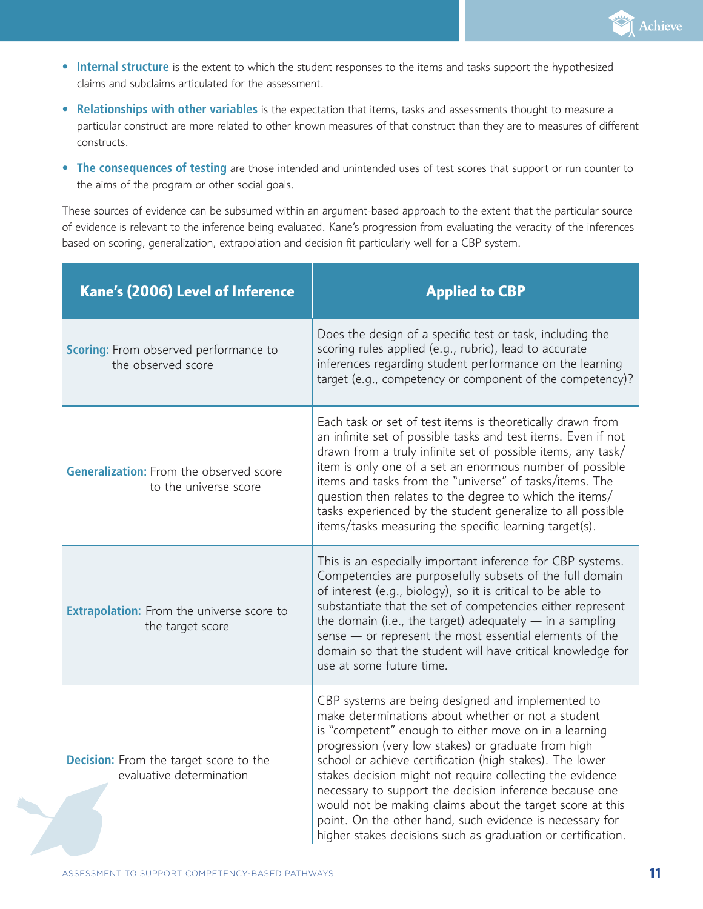- **Internal structure** is the extent to which the student responses to the items and tasks support the hypothesized claims and subclaims articulated for the assessment.
- **Relationships with other variables** is the expectation that items, tasks and assessments thought to measure a particular construct are more related to other known measures of that construct than they are to measures of different constructs.
- **The consequences of testing** are those intended and unintended uses of test scores that support or run counter to the aims of the program or other social goals.

These sources of evidence can be subsumed within an argument-based approach to the extent that the particular source of evidence is relevant to the inference being evaluated. Kane's progression from evaluating the veracity of the inferences based on scoring, generalization, extrapolation and decision fit particularly well for a CBP system.

| Kane's (2006) Level of Inference | Applied to CBP |
|---|---|
| **Scoring:** From observed performance to the observed score | Does the design of a specific test or task, including the scoring rules applied (e.g., rubric), lead to accurate inferences regarding student performance on the learning target (e.g., competency or component of the competency)? |
| **Generalization:** From the observed score to the universe score | Each task or set of test items is theoretically drawn from an infinite set of possible tasks and test items. Even if not drawn from a truly infinite set of possible items, any task/item is only one of a set an enormous number of possible items and tasks from the "universe" of tasks/items. The question then relates to the degree to which the items/tasks experienced by the student generalize to all possible items/tasks measuring the specific learning target(s). |
| **Extrapolation:** From the universe score to the target score | This is an especially important inference for CBP systems. Competencies are purposefully subsets of the full domain of interest (e.g., biology), so it is critical to be able to substantiate that the set of competencies either represent the domain (i.e., the target) adequately — in a sampling sense — or represent the most essential elements of the domain so that the student will have critical knowledge for use at some future time. |
| **Decision:** From the target score to the evaluative determination | CBP systems are being designed and implemented to make determinations about whether or not a student is "competent" enough to either move on in a learning progression (very low stakes) or graduate from high school or achieve certification (high stakes). The lower stakes decision might not require collecting the evidence necessary to support the decision inference because one would not be making claims about the target score at this point. On the other hand, such evidence is necessary for higher stakes decisions such as graduation or certification. |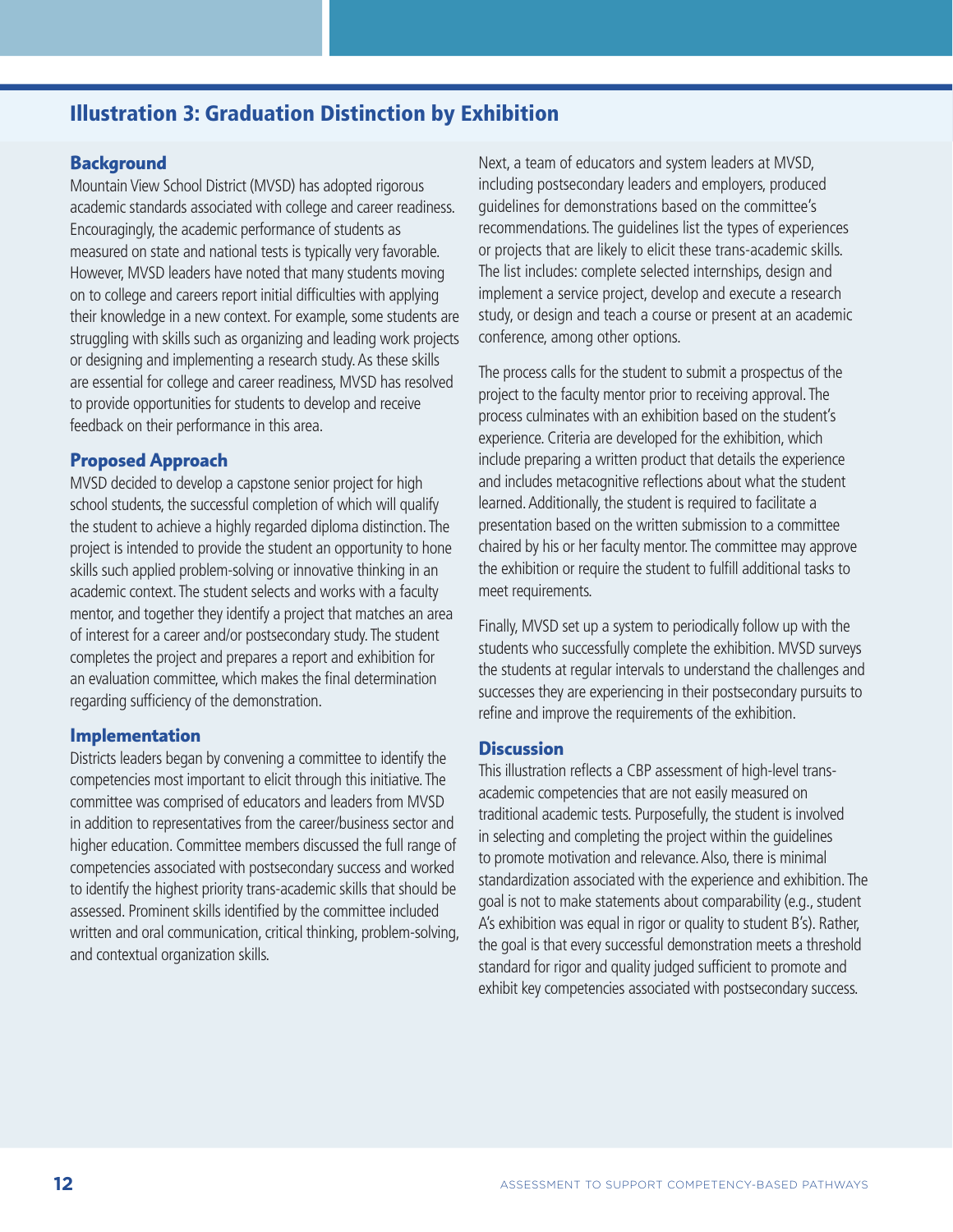## Illustration 3: Graduation Distinction by Exhibition

### Background

Mountain View School District (MVSD) has adopted rigorous academic standards associated with college and career readiness. Encouragingly, the academic performance of students as measured on state and national tests is typically very favorable. However, MVSD leaders have noted that many students moving on to college and careers report initial difficulties with applying their knowledge in a new context. For example, some students are struggling with skills such as organizing and leading work projects or designing and implementing a research study. As these skills are essential for college and career readiness, MVSD has resolved to provide opportunities for students to develop and receive feedback on their performance in this area.

### Proposed Approach

MVSD decided to develop a capstone senior project for high school students, the successful completion of which will qualify the student to achieve a highly regarded diploma distinction. The project is intended to provide the student an opportunity to hone skills such applied problem-solving or innovative thinking in an academic context. The student selects and works with a faculty mentor, and together they identify a project that matches an area of interest for a career and/or postsecondary study. The student completes the project and prepares a report and exhibition for an evaluation committee, which makes the final determination regarding sufficiency of the demonstration.

### Implementation

Districts leaders began by convening a committee to identify the competencies most important to elicit through this initiative. The committee was comprised of educators and leaders from MVSD in addition to representatives from the career/business sector and higher education. Committee members discussed the full range of competencies associated with postsecondary success and worked to identify the highest priority trans-academic skills that should be assessed. Prominent skills identified by the committee included written and oral communication, critical thinking, problem-solving, and contextual organization skills.

Next, a team of educators and system leaders at MVSD, including postsecondary leaders and employers, produced guidelines for demonstrations based on the committee's recommendations. The guidelines list the types of experiences or projects that are likely to elicit these trans-academic skills. The list includes: complete selected internships, design and implement a service project, develop and execute a research study, or design and teach a course or present at an academic conference, among other options.

The process calls for the student to submit a prospectus of the project to the faculty mentor prior to receiving approval. The process culminates with an exhibition based on the student's experience. Criteria are developed for the exhibition, which include preparing a written product that details the experience and includes metacognitive reflections about what the student learned. Additionally, the student is required to facilitate a presentation based on the written submission to a committee chaired by his or her faculty mentor. The committee may approve the exhibition or require the student to fulfill additional tasks to meet requirements.

Finally, MVSD set up a system to periodically follow up with the students who successfully complete the exhibition. MVSD surveys the students at regular intervals to understand the challenges and successes they are experiencing in their postsecondary pursuits to refine and improve the requirements of the exhibition.

### Discussion

This illustration reflects a CBP assessment of high-level trans-academic competencies that are not easily measured on traditional academic tests. Purposefully, the student is involved in selecting and completing the project within the guidelines to promote motivation and relevance. Also, there is minimal standardization associated with the experience and exhibition. The goal is not to make statements about comparability (e.g., student A's exhibition was equal in rigor or quality to student B's). Rather, the goal is that every successful demonstration meets a threshold standard for rigor and quality judged sufficient to promote and exhibit key competencies associated with postsecondary success.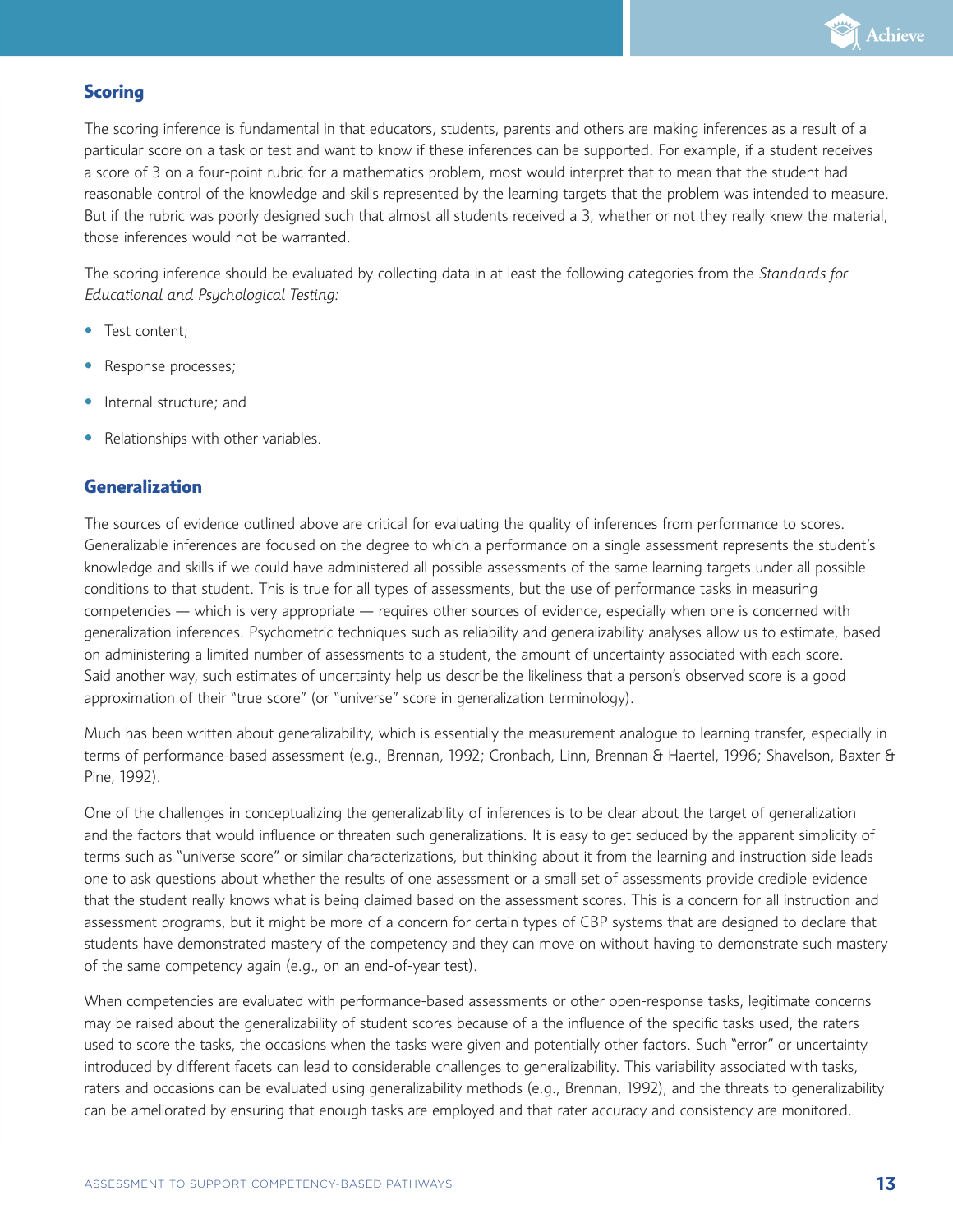## Scoring

The scoring inference is fundamental in that educators, students, parents and others are making inferences as a result of a particular score on a task or test and want to know if these inferences can be supported. For example, if a student receives a score of 3 on a four-point rubric for a mathematics problem, most would interpret that to mean that the student had reasonable control of the knowledge and skills represented by the learning targets that the problem was intended to measure. But if the rubric was poorly designed such that almost all students received a 3, whether or not they really knew the material, those inferences would not be warranted.

The scoring inference should be evaluated by collecting data in at least the following categories from the *Standards for Educational and Psychological Testing:*

- Test content;
- Response processes;
- Internal structure; and
- Relationships with other variables.

## Generalization

The sources of evidence outlined above are critical for evaluating the quality of inferences from performance to scores. Generalizable inferences are focused on the degree to which a performance on a single assessment represents the student's knowledge and skills if we could have administered all possible assessments of the same learning targets under all possible conditions to that student. This is true for all types of assessments, but the use of performance tasks in measuring competencies — which is very appropriate — requires other sources of evidence, especially when one is concerned with generalization inferences. Psychometric techniques such as reliability and generalizability analyses allow us to estimate, based on administering a limited number of assessments to a student, the amount of uncertainty associated with each score. Said another way, such estimates of uncertainty help us describe the likeliness that a person's observed score is a good approximation of their "true score" (or "universe" score in generalization terminology).

Much has been written about generalizability, which is essentially the measurement analogue to learning transfer, especially in terms of performance-based assessment (e.g., Brennan, 1992; Cronbach, Linn, Brennan & Haertel, 1996; Shavelson, Baxter & Pine, 1992).

One of the challenges in conceptualizing the generalizability of inferences is to be clear about the target of generalization and the factors that would influence or threaten such generalizations. It is easy to get seduced by the apparent simplicity of terms such as "universe score" or similar characterizations, but thinking about it from the learning and instruction side leads one to ask questions about whether the results of one assessment or a small set of assessments provide credible evidence that the student really knows what is being claimed based on the assessment scores. This is a concern for all instruction and assessment programs, but it might be more of a concern for certain types of CBP systems that are designed to declare that students have demonstrated mastery of the competency and they can move on without having to demonstrate such mastery of the same competency again (e.g., on an end-of-year test).

When competencies are evaluated with performance-based assessments or other open-response tasks, legitimate concerns may be raised about the generalizability of student scores because of a the influence of the specific tasks used, the raters used to score the tasks, the occasions when the tasks were given and potentially other factors. Such "error" or uncertainty introduced by different facets can lead to considerable challenges to generalizability. This variability associated with tasks, raters and occasions can be evaluated using generalizability methods (e.g., Brennan, 1992), and the threats to generalizability can be ameliorated by ensuring that enough tasks are employed and that rater accuracy and consistency are monitored.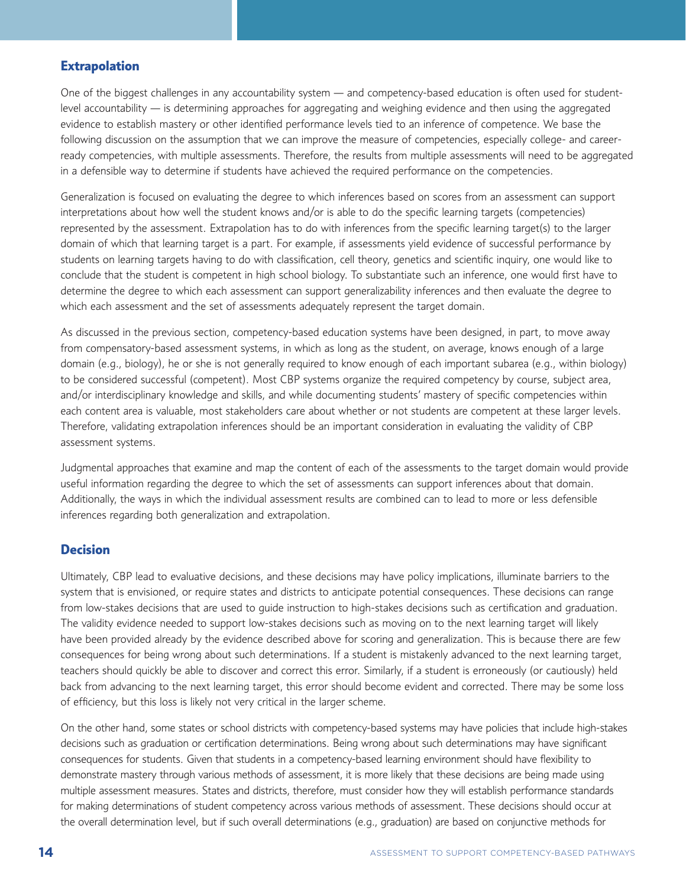## Extrapolation

One of the biggest challenges in any accountability system — and competency-based education is often used for student-level accountability — is determining approaches for aggregating and weighing evidence and then using the aggregated evidence to establish mastery or other identified performance levels tied to an inference of competence. We base the following discussion on the assumption that we can improve the measure of competencies, especially college- and career-ready competencies, with multiple assessments. Therefore, the results from multiple assessments will need to be aggregated in a defensible way to determine if students have achieved the required performance on the competencies.

Generalization is focused on evaluating the degree to which inferences based on scores from an assessment can support interpretations about how well the student knows and/or is able to do the specific learning targets (competencies) represented by the assessment. Extrapolation has to do with inferences from the specific learning target(s) to the larger domain of which that learning target is a part. For example, if assessments yield evidence of successful performance by students on learning targets having to do with classification, cell theory, genetics and scientific inquiry, one would like to conclude that the student is competent in high school biology. To substantiate such an inference, one would first have to determine the degree to which each assessment can support generalizability inferences and then evaluate the degree to which each assessment and the set of assessments adequately represent the target domain.

As discussed in the previous section, competency-based education systems have been designed, in part, to move away from compensatory-based assessment systems, in which as long as the student, on average, knows enough of a large domain (e.g., biology), he or she is not generally required to know enough of each important subarea (e.g., within biology) to be considered successful (competent). Most CBP systems organize the required competency by course, subject area, and/or interdisciplinary knowledge and skills, and while documenting students' mastery of specific competencies within each content area is valuable, most stakeholders care about whether or not students are competent at these larger levels. Therefore, validating extrapolation inferences should be an important consideration in evaluating the validity of CBP assessment systems.

Judgmental approaches that examine and map the content of each of the assessments to the target domain would provide useful information regarding the degree to which the set of assessments can support inferences about that domain. Additionally, the ways in which the individual assessment results are combined can to lead to more or less defensible inferences regarding both generalization and extrapolation.

## Decision

Ultimately, CBP lead to evaluative decisions, and these decisions may have policy implications, illuminate barriers to the system that is envisioned, or require states and districts to anticipate potential consequences. These decisions can range from low-stakes decisions that are used to guide instruction to high-stakes decisions such as certification and graduation. The validity evidence needed to support low-stakes decisions such as moving on to the next learning target will likely have been provided already by the evidence described above for scoring and generalization. This is because there are few consequences for being wrong about such determinations. If a student is mistakenly advanced to the next learning target, teachers should quickly be able to discover and correct this error. Similarly, if a student is erroneously (or cautiously) held back from advancing to the next learning target, this error should become evident and corrected. There may be some loss of efficiency, but this loss is likely not very critical in the larger scheme.

On the other hand, some states or school districts with competency-based systems may have policies that include high-stakes decisions such as graduation or certification determinations. Being wrong about such determinations may have significant consequences for students. Given that students in a competency-based learning environment should have flexibility to demonstrate mastery through various methods of assessment, it is more likely that these decisions are being made using multiple assessment measures. States and districts, therefore, must consider how they will establish performance standards for making determinations of student competency across various methods of assessment. These decisions should occur at the overall determination level, but if such overall determinations (e.g., graduation) are based on conjunctive methods for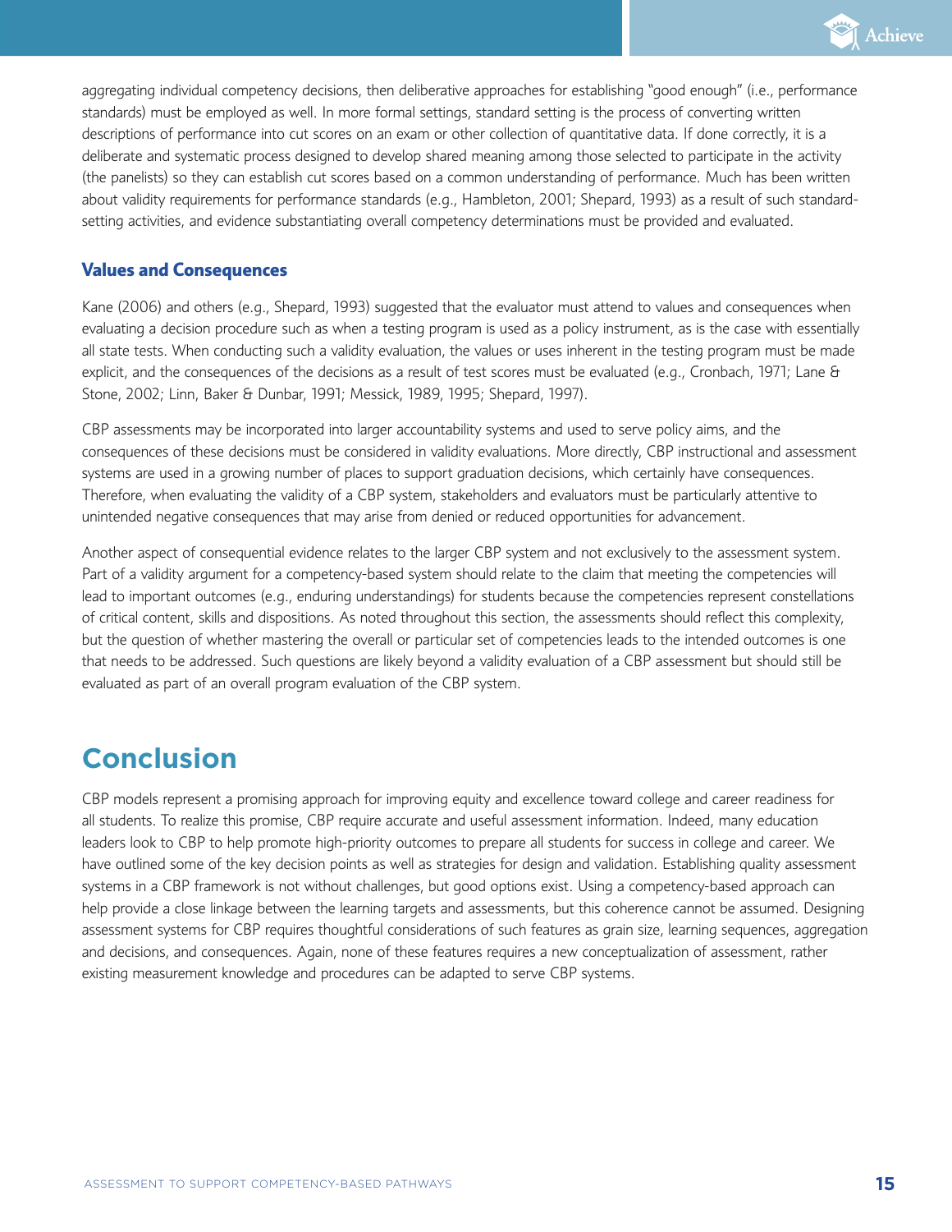aggregating individual competency decisions, then deliberative approaches for establishing "good enough" (i.e., performance standards) must be employed as well. In more formal settings, standard setting is the process of converting written descriptions of performance into cut scores on an exam or other collection of quantitative data. If done correctly, it is a deliberate and systematic process designed to develop shared meaning among those selected to participate in the activity (the panelists) so they can establish cut scores based on a common understanding of performance. Much has been written about validity requirements for performance standards (e.g., Hambleton, 2001; Shepard, 1993) as a result of such standard-setting activities, and evidence substantiating overall competency determinations must be provided and evaluated.

### Values and Consequences

Kane (2006) and others (e.g., Shepard, 1993) suggested that the evaluator must attend to values and consequences when evaluating a decision procedure such as when a testing program is used as a policy instrument, as is the case with essentially all state tests. When conducting such a validity evaluation, the values or uses inherent in the testing program must be made explicit, and the consequences of the decisions as a result of test scores must be evaluated (e.g., Cronbach, 1971; Lane & Stone, 2002; Linn, Baker & Dunbar, 1991; Messick, 1989, 1995; Shepard, 1997).

CBP assessments may be incorporated into larger accountability systems and used to serve policy aims, and the consequences of these decisions must be considered in validity evaluations. More directly, CBP instructional and assessment systems are used in a growing number of places to support graduation decisions, which certainly have consequences. Therefore, when evaluating the validity of a CBP system, stakeholders and evaluators must be particularly attentive to unintended negative consequences that may arise from denied or reduced opportunities for advancement.

Another aspect of consequential evidence relates to the larger CBP system and not exclusively to the assessment system. Part of a validity argument for a competency-based system should relate to the claim that meeting the competencies will lead to important outcomes (e.g., enduring understandings) for students because the competencies represent constellations of critical content, skills and dispositions. As noted throughout this section, the assessments should reflect this complexity, but the question of whether mastering the overall or particular set of competencies leads to the intended outcomes is one that needs to be addressed. Such questions are likely beyond a validity evaluation of a CBP assessment but should still be evaluated as part of an overall program evaluation of the CBP system.

## Conclusion

CBP models represent a promising approach for improving equity and excellence toward college and career readiness for all students. To realize this promise, CBP require accurate and useful assessment information. Indeed, many education leaders look to CBP to help promote high-priority outcomes to prepare all students for success in college and career. We have outlined some of the key decision points as well as strategies for design and validation. Establishing quality assessment systems in a CBP framework is not without challenges, but good options exist. Using a competency-based approach can help provide a close linkage between the learning targets and assessments, but this coherence cannot be assumed. Designing assessment systems for CBP requires thoughtful considerations of such features as grain size, learning sequences, aggregation and decisions, and consequences. Again, none of these features requires a new conceptualization of assessment, rather existing measurement knowledge and procedures can be adapted to serve CBP systems.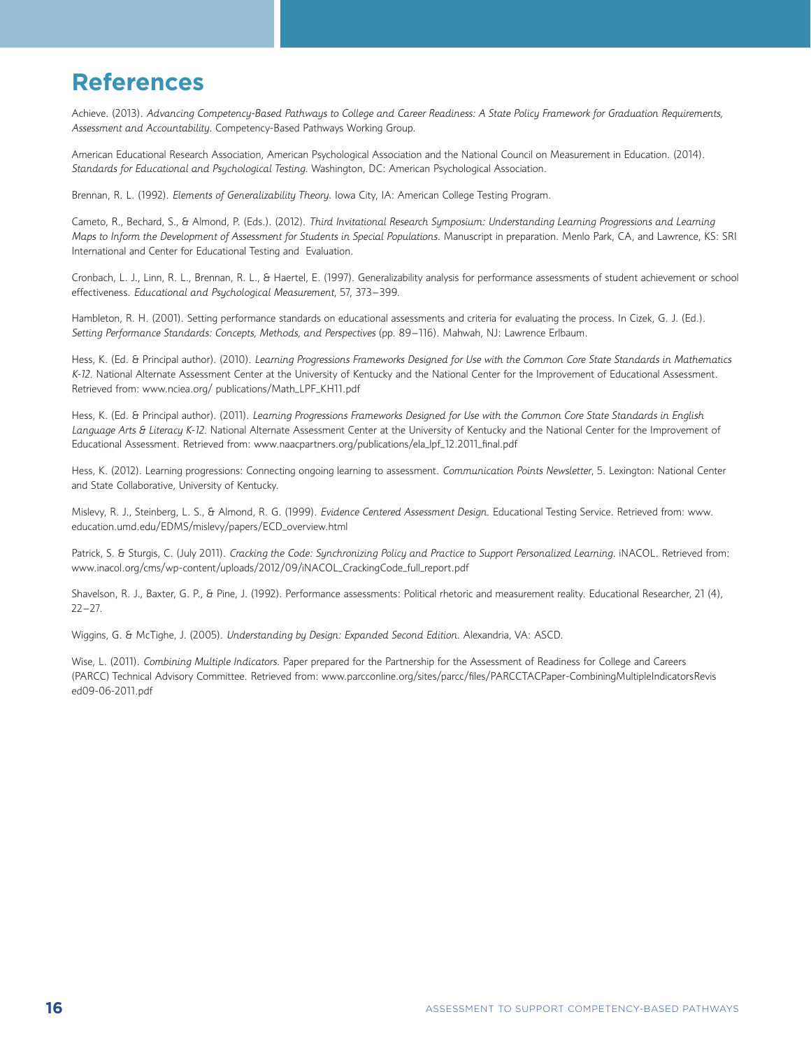# References

Achieve. (2013). *Advancing Competency-Based Pathways to College and Career Readiness: A State Policy Framework for Graduation Requirements, Assessment and Accountability.* Competency-Based Pathways Working Group.

American Educational Research Association, American Psychological Association and the National Council on Measurement in Education. (2014). *Standards for Educational and Psychological Testing.* Washington, DC: American Psychological Association.

Brennan, R. L. (1992). *Elements of Generalizability Theory.* Iowa City, IA: American College Testing Program.

Cameto, R., Bechard, S., & Almond, P. (Eds.). (2012). *Third Invitational Research Symposium: Understanding Learning Progressions and Learning Maps to Inform the Development of Assessment for Students in Special Populations.* Manuscript in preparation. Menlo Park, CA, and Lawrence, KS: SRI International and Center for Educational Testing and Evaluation.

Cronbach, L. J., Linn, R. L., Brennan, R. L., & Haertel, E. (1997). Generalizability analysis for performance assessments of student achievement or school effectiveness. *Educational and Psychological Measurement*, 57, 373–399.

Hambleton, R. H. (2001). Setting performance standards on educational assessments and criteria for evaluating the process. In Cizek, G. J. (Ed.). *Setting Performance Standards: Concepts, Methods, and Perspectives* (pp. 89–116). Mahwah, NJ: Lawrence Erlbaum.

Hess, K. (Ed. & Principal author). (2010). *Learning Progressions Frameworks Designed for Use with the Common Core State Standards in Mathematics K-12.* National Alternate Assessment Center at the University of Kentucky and the National Center for the Improvement of Educational Assessment. Retrieved from: www.nciea.org/ publications/Math_LPF_KH11.pdf

Hess, K. (Ed. & Principal author). (2011). *Learning Progressions Frameworks Designed for Use with the Common Core State Standards in English Language Arts & Literacy K-12.* National Alternate Assessment Center at the University of Kentucky and the National Center for the Improvement of Educational Assessment. Retrieved from: www.naacpartners.org/publications/ela_lpf_12.2011_final.pdf

Hess, K. (2012). Learning progressions: Connecting ongoing learning to assessment. *Communication Points Newsletter*, 5. Lexington: National Center and State Collaborative, University of Kentucky.

Mislevy, R. J., Steinberg, L. S., & Almond, R. G. (1999). *Evidence Centered Assessment Design.* Educational Testing Service. Retrieved from: www.education.umd.edu/EDMS/mislevy/papers/ECD_overview.html

Patrick, S. & Sturgis, C. (July 2011). *Cracking the Code: Synchronizing Policy and Practice to Support Personalized Learning.* iNACOL. Retrieved from: www.inacol.org/cms/wp-content/uploads/2012/09/iNACOL_CrackingCode_full_report.pdf

Shavelson, R. J., Baxter, G. P., & Pine, J. (1992). Performance assessments: Political rhetoric and measurement reality. Educational Researcher, 21 (4), 22–27.

Wiggins, G. & McTighe, J. (2005). *Understanding by Design: Expanded Second Edition.* Alexandria, VA: ASCD.

Wise, L. (2011). *Combining Multiple Indicators.* Paper prepared for the Partnership for the Assessment of Readiness for College and Careers (PARCC) Technical Advisory Committee. Retrieved from: www.parcconline.org/sites/parcc/files/PARCCTACPaper-CombiningMultipleIndicatorsRevised09-06-2011.pdf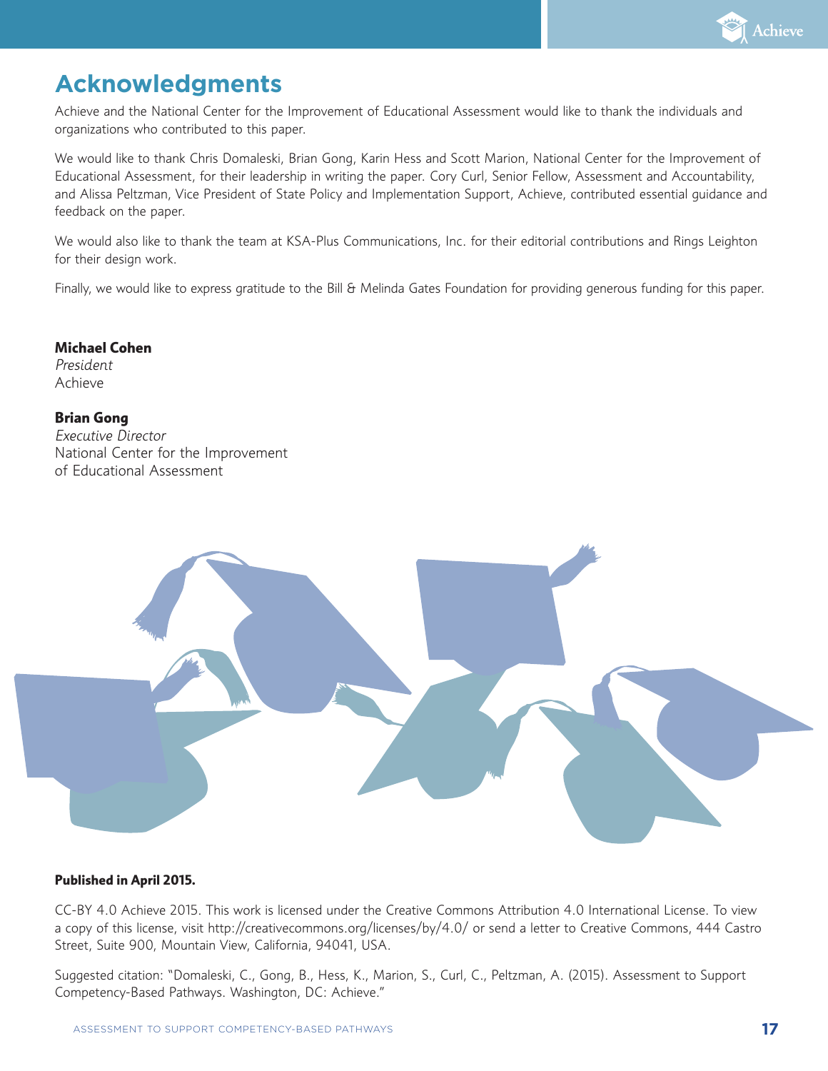# Acknowledgments

Achieve and the National Center for the Improvement of Educational Assessment would like to thank the individuals and organizations who contributed to this paper.

We would like to thank Chris Domaleski, Brian Gong, Karin Hess and Scott Marion, National Center for the Improvement of Educational Assessment, for their leadership in writing the paper. Cory Curl, Senior Fellow, Assessment and Accountability, and Alissa Peltzman, Vice President of State Policy and Implementation Support, Achieve, contributed essential guidance and feedback on the paper.

We would also like to thank the team at KSA-Plus Communications, Inc. for their editorial contributions and Rings Leighton for their design work.

Finally, we would like to express gratitude to the Bill & Melinda Gates Foundation for providing generous funding for this paper.

**Michael Cohen**
*President*
Achieve

**Brian Gong**
*Executive Director*
National Center for the Improvement
of Educational Assessment

**Published in April 2015.**

CC-BY 4.0 Achieve 2015. This work is licensed under the Creative Commons Attribution 4.0 International License. To view a copy of this license, visit http://creativecommons.org/licenses/by/4.0/ or send a letter to Creative Commons, 444 Castro Street, Suite 900, Mountain View, California, 94041, USA.

Suggested citation: "Domaleski, C., Gong, B., Hess, K., Marion, S., Curl, C., Peltzman, A. (2015). Assessment to Support Competency-Based Pathways. Washington, DC: Achieve."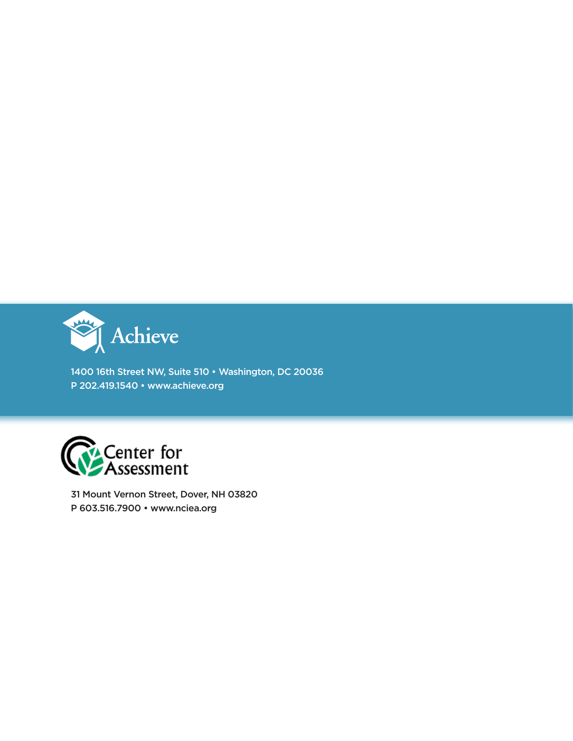Achieve

1400 16th Street NW, Suite 510 • Washington, DC 20036
P 202.419.1540 • www.achieve.org

Center for Assessment

31 Mount Vernon Street, Dover, NH 03820
P 603.516.7900 • www.nciea.org